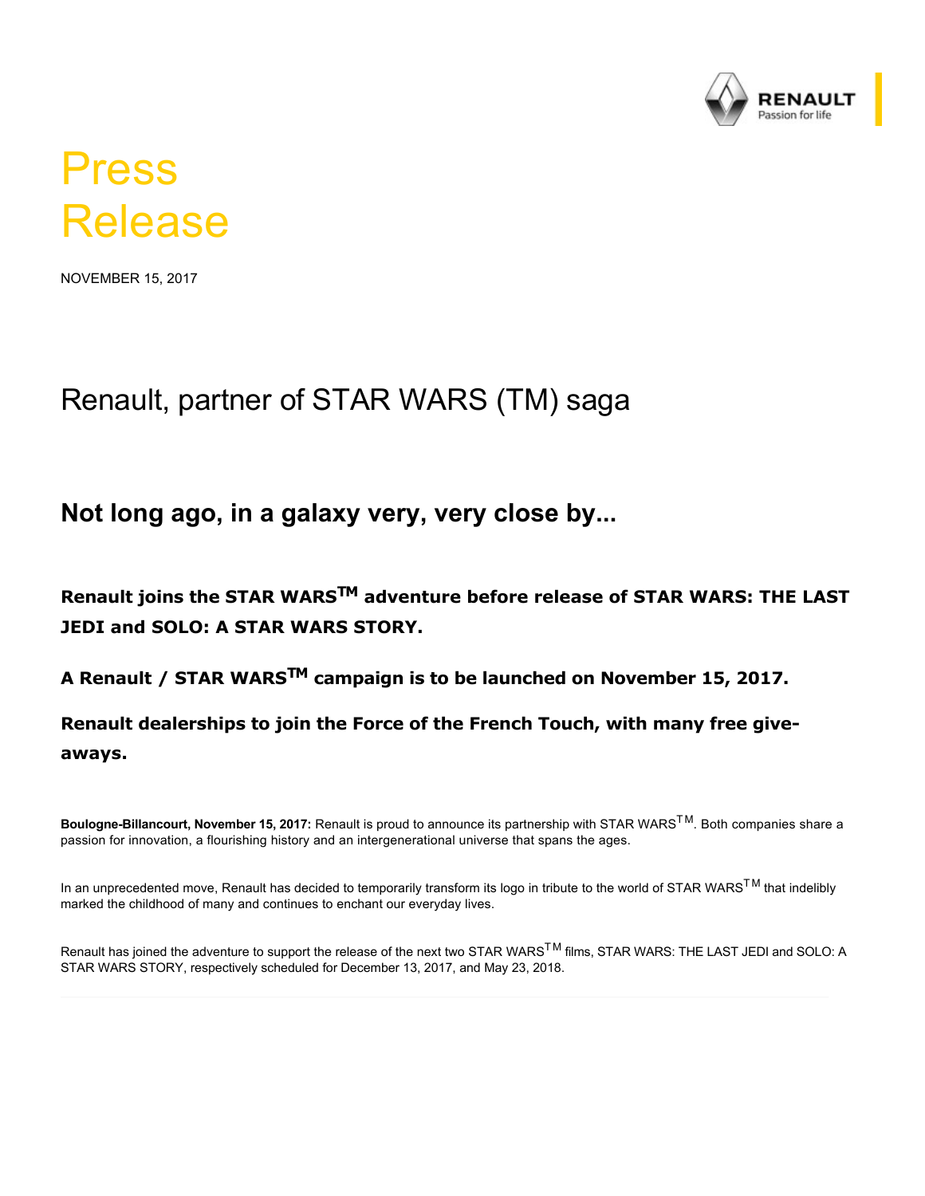# Press Release

NOVEMBER 15, 2017

## Renault, partner of STAR WARS (TM) saga

### Not long ago, in a galaxy very, very close by...

**Renault joins the STAR WARS™ adventure before release of STAR WARS: THE LAST JEDI and SOLO: A STAR WARS STORY.**

**A Renault / STAR WARS™ campaign is to be launched on November 15, 2017.**

**Renault dealerships to join the Force of the French Touch, with many free give-aways.**

**Boulogne-Billancourt, November 15, 2017:** Renault is proud to announce its partnership with STAR WARS™. Both companies share a passion for innovation, a flourishing history and an intergenerational universe that spans the ages.

In an unprecedented move, Renault has decided to temporarily transform its logo in tribute to the world of STAR WARS™ that indelibly marked the childhood of many and continues to enchant our everyday lives.

Renault has joined the adventure to support the release of the next two STAR WARS™ films, STAR WARS: THE LAST JEDI and SOLO: A STAR WARS STORY, respectively scheduled for December 13, 2017, and May 23, 2018.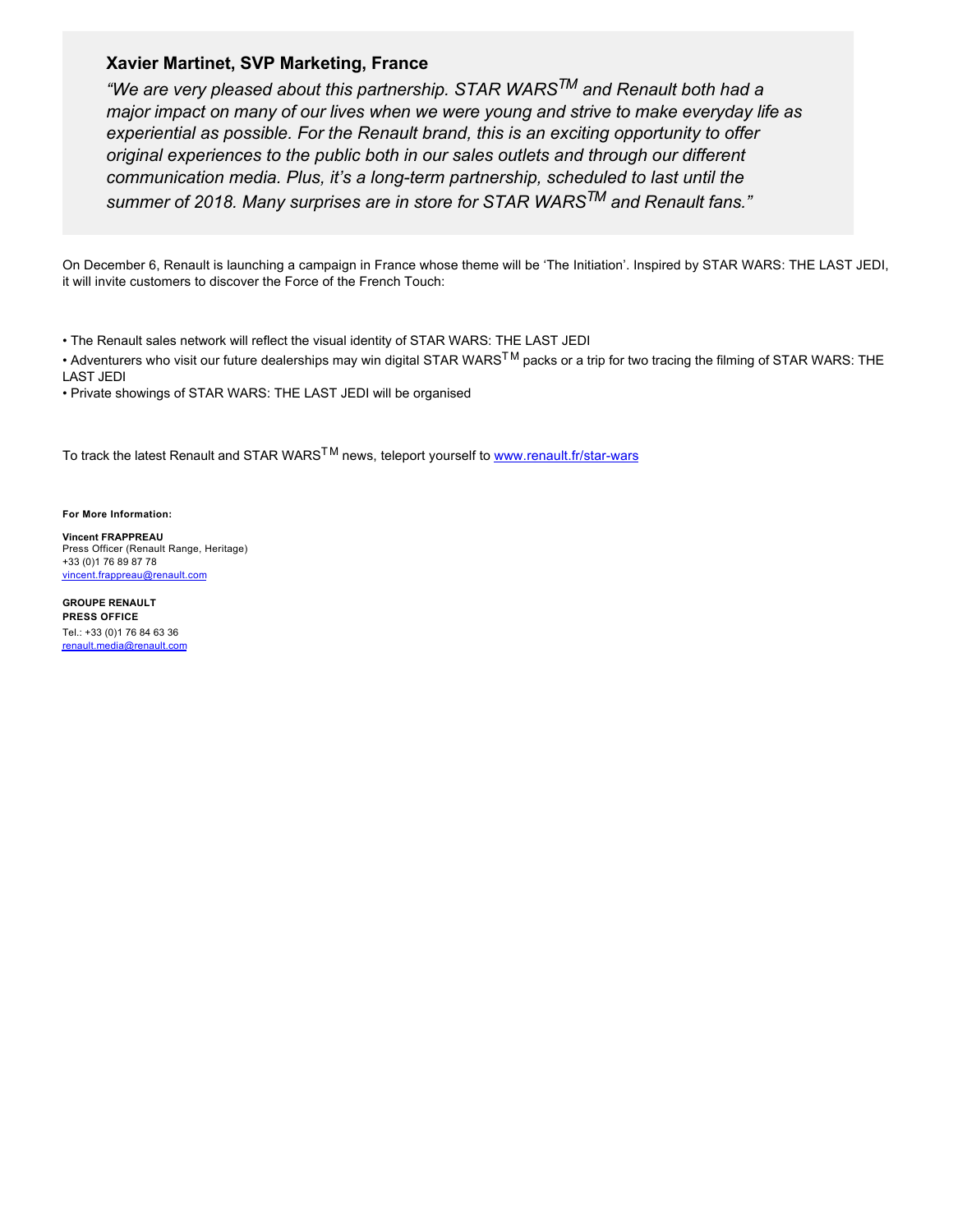**Xavier Martinet, SVP Marketing, France**

*"We are very pleased about this partnership. STAR WARS™ and Renault both had a major impact on many of our lives when we were young and strive to make everyday life as experiential as possible. For the Renault brand, this is an exciting opportunity to offer original experiences to the public both in our sales outlets and through our different communication media. Plus, it's a long-term partnership, scheduled to last until the summer of 2018. Many surprises are in store for STAR WARS™ and Renault fans."*

On December 6, Renault is launching a campaign in France whose theme will be 'The Initiation'. Inspired by STAR WARS: THE LAST JEDI, it will invite customers to discover the Force of the French Touch:

- The Renault sales network will reflect the visual identity of STAR WARS: THE LAST JEDI
- Adventurers who visit our future dealerships may win digital STAR WARS™ packs or a trip for two tracing the filming of STAR WARS: THE LAST JEDI
- Private showings of STAR WARS: THE LAST JEDI will be organised

To track the latest Renault and STAR WARS™ news, teleport yourself to [www.renault.fr/star-wars](www.renault.fr/star-wars)

**For More Information:**

**Vincent FRAPPREAU**
Press Officer (Renault Range, Heritage)
+33 (0)1 76 89 87 78
vincent.frappreau@renault.com

**GROUPE RENAULT**
**PRESS OFFICE**
Tel.: +33 (0)1 76 84 63 36
renault.media@renault.com